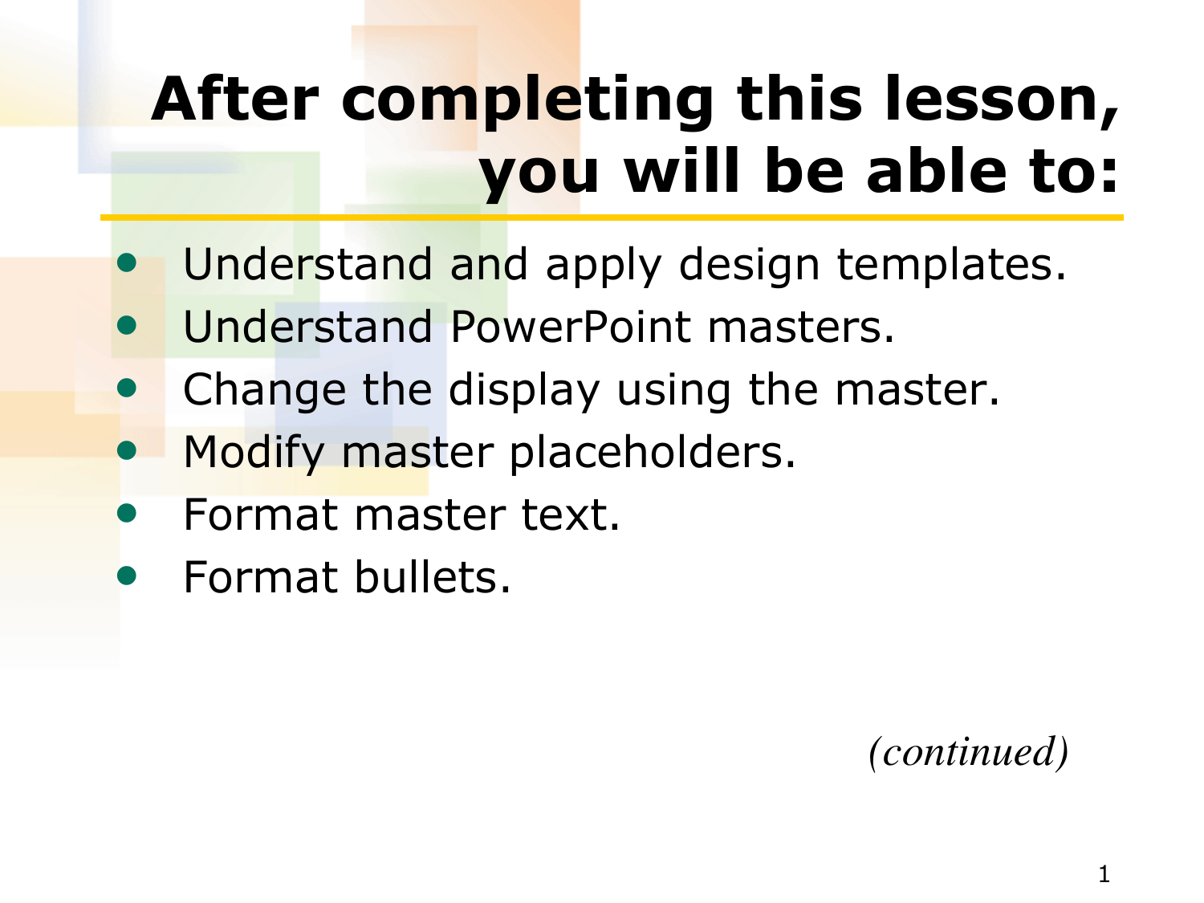# After completing this lesson, you will be able to:

- Understand and apply design templates.
- Understand PowerPoint masters.
- Change the display using the master.
- Modify master placeholders.
- Format master text.
- Format bullets.

*(continued)*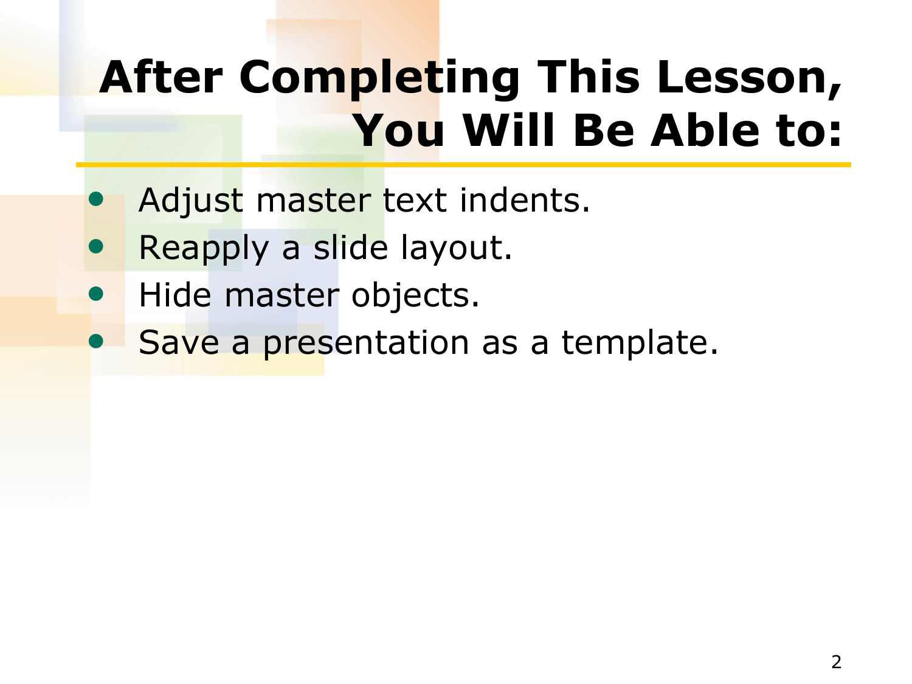# After Completing This Lesson, You Will Be Able to:

- Adjust master text indents.
- Reapply a slide layout.
- Hide master objects.
- Save a presentation as a template.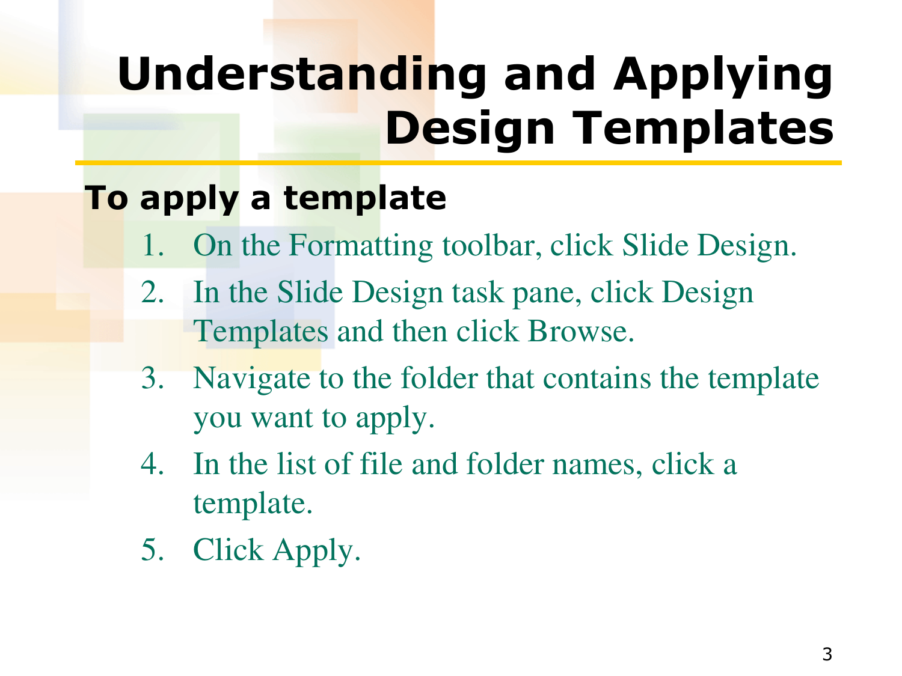# Understanding and Applying Design Templates

## To apply a template

1. On the Formatting toolbar, click Slide Design.
2. In the Slide Design task pane, click Design Templates and then click Browse.
3. Navigate to the folder that contains the template you want to apply.
4. In the list of file and folder names, click a template.
5. Click Apply.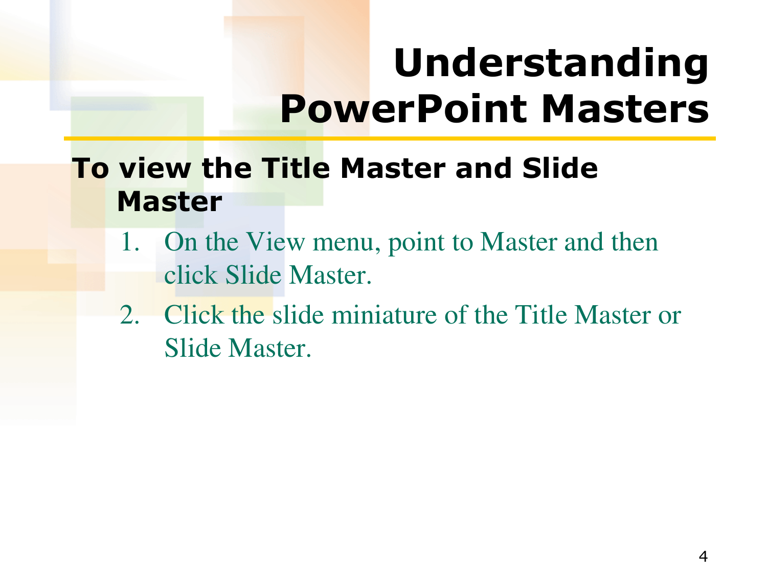# Understanding PowerPoint Masters

**To view the Title Master and Slide Master**

1. On the View menu, point to Master and then click Slide Master.
2. Click the slide miniature of the Title Master or Slide Master.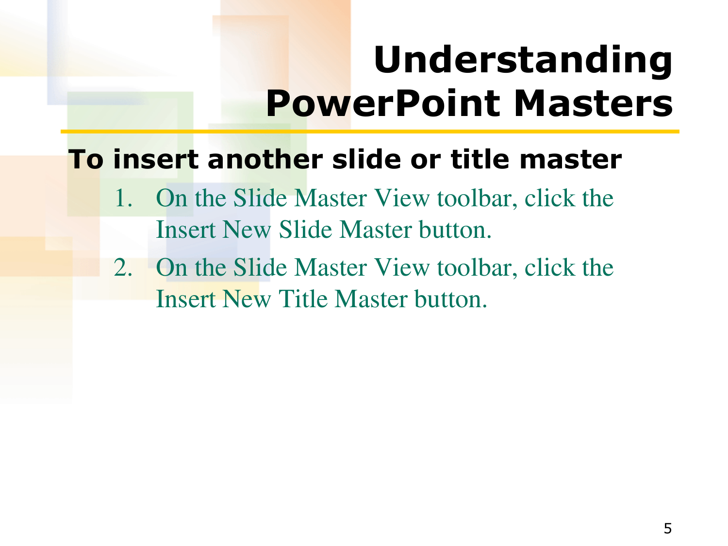# Understanding PowerPoint Masters

## To insert another slide or title master

1. On the Slide Master View toolbar, click the Insert New Slide Master button.
2. On the Slide Master View toolbar, click the Insert New Title Master button.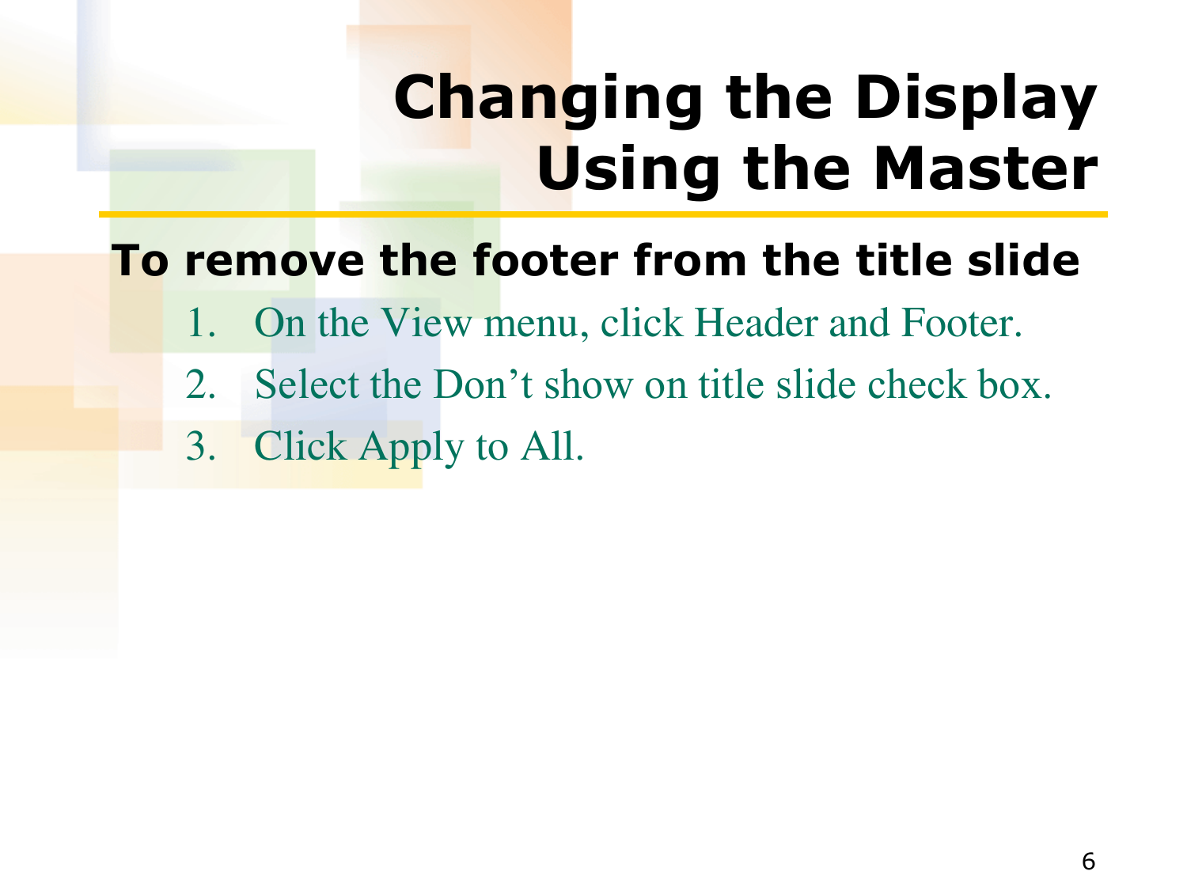# Changing the Display Using the Master

**To remove the footer from the title slide**

1. On the View menu, click Header and Footer.
2. Select the Don’t show on title slide check box.
3. Click Apply to All.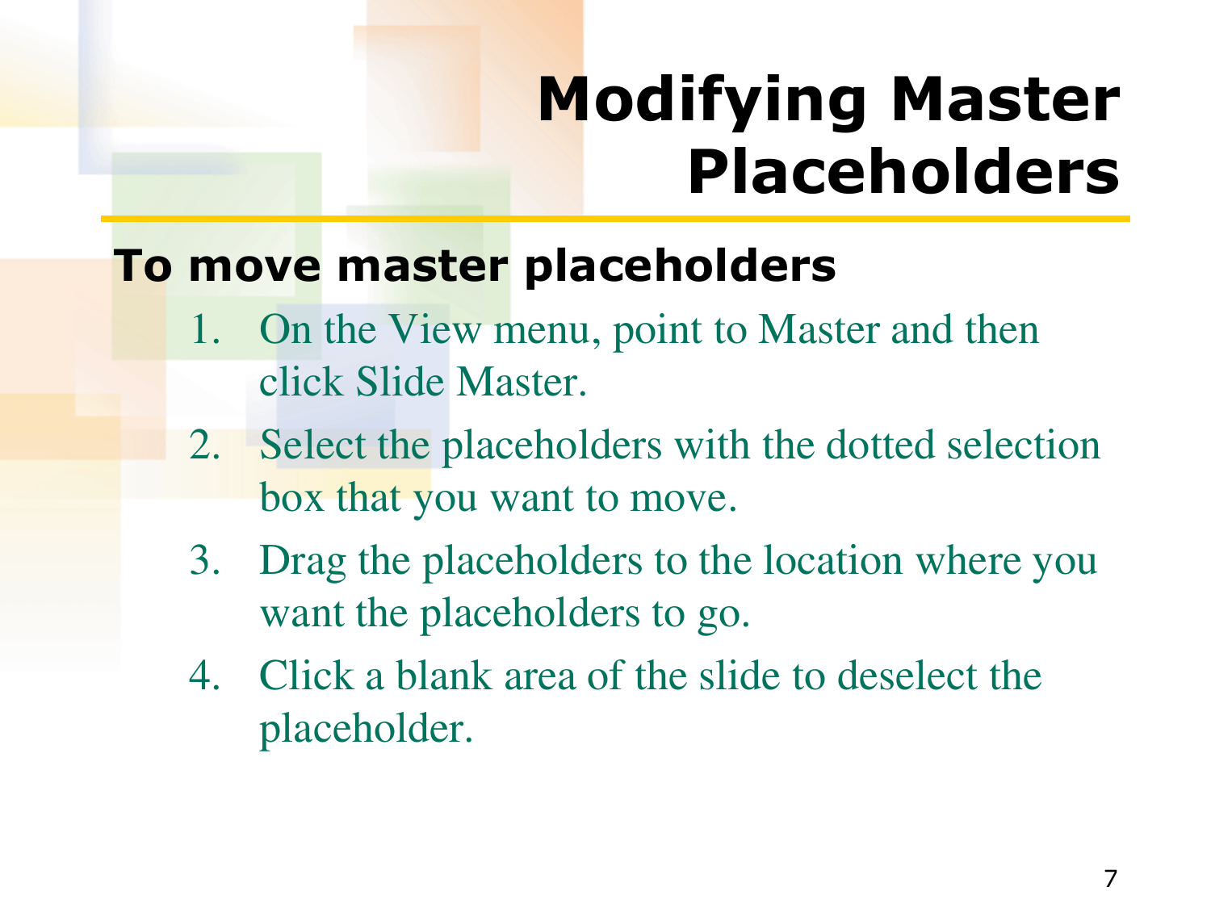# Modifying Master Placeholders

**To move master placeholders**

1. On the View menu, point to Master and then click Slide Master.
2. Select the placeholders with the dotted selection box that you want to move.
3. Drag the placeholders to the location where you want the placeholders to go.
4. Click a blank area of the slide to deselect the placeholder.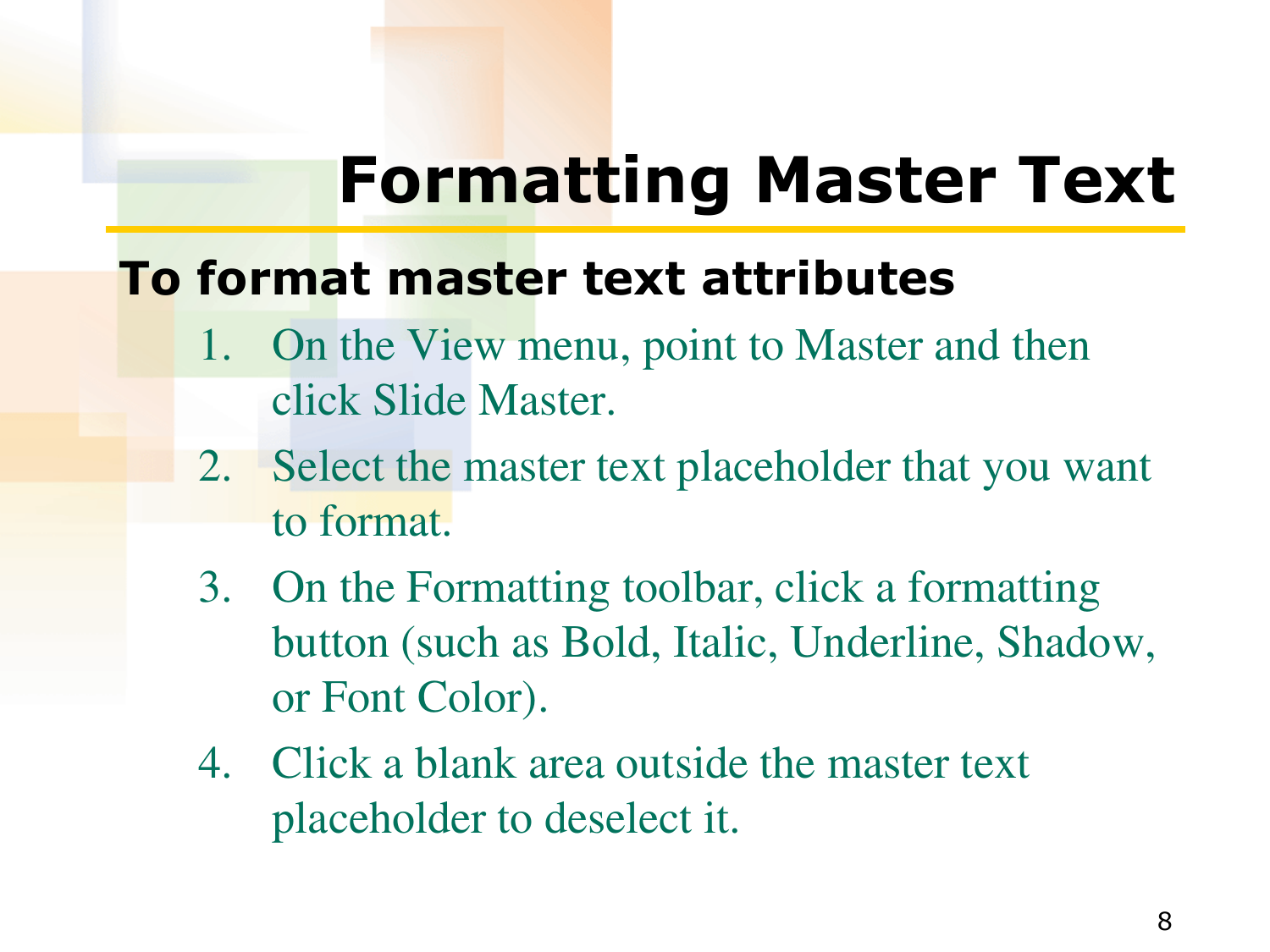# Formatting Master Text

**To format master text attributes**

1. On the View menu, point to Master and then click Slide Master.
2. Select the master text placeholder that you want to format.
3. On the Formatting toolbar, click a formatting button (such as Bold, Italic, Underline, Shadow, or Font Color).
4. Click a blank area outside the master text placeholder to deselect it.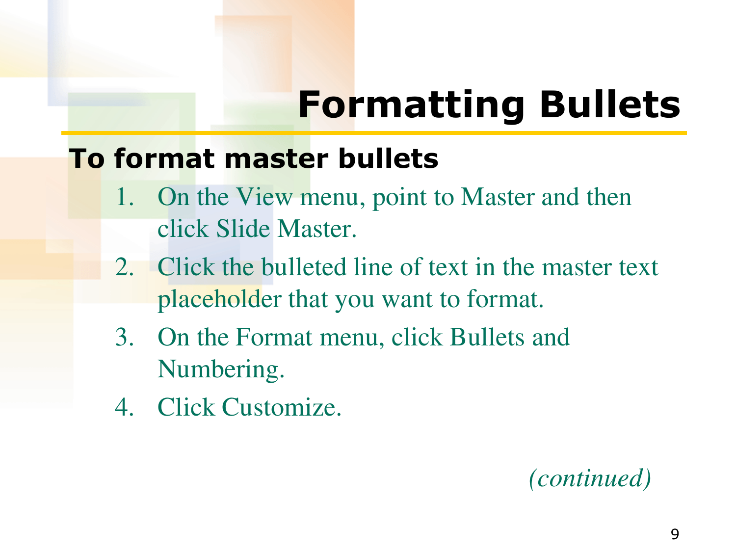# Formatting Bullets

**To format master bullets**

1. On the View menu, point to Master and then click Slide Master.
2. Click the bulleted line of text in the master text placeholder that you want to format.
3. On the Format menu, click Bullets and Numbering.
4. Click Customize.

*(continued)*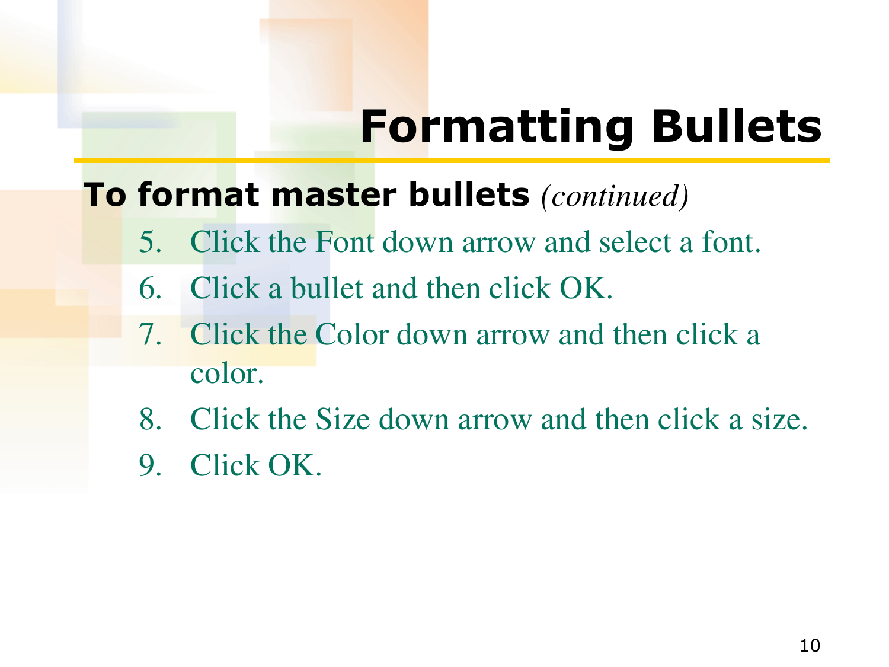# Formatting Bullets

**To format master bullets** *(continued)*

5. Click the Font down arrow and select a font.
6. Click a bullet and then click OK.
7. Click the Color down arrow and then click a color.
8. Click the Size down arrow and then click a size.
9. Click OK.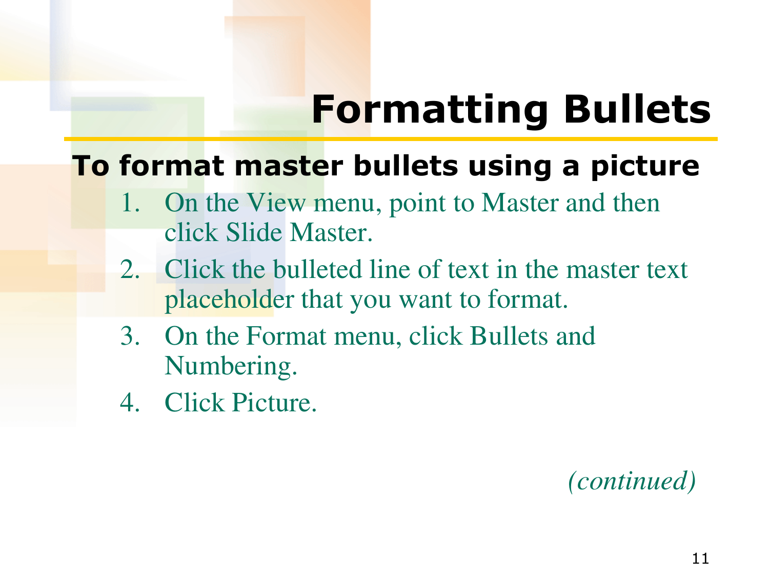# Formatting Bullets

## To format master bullets using a picture

1. On the View menu, point to Master and then click Slide Master.
2. Click the bulleted line of text in the master text placeholder that you want to format.
3. On the Format menu, click Bullets and Numbering.
4. Click Picture.

*(continued)*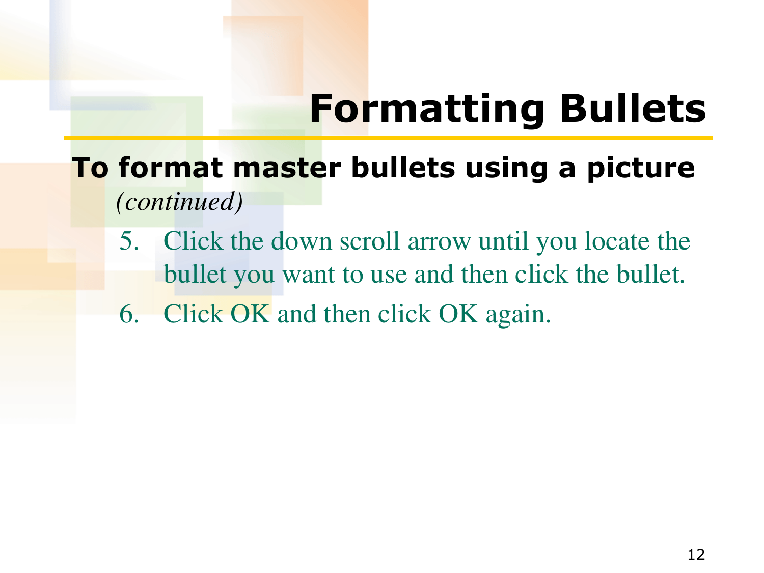# Formatting Bullets

**To format master bullets using a picture** *(continued)*

5. Click the down scroll arrow until you locate the bullet you want to use and then click the bullet.
6. Click OK and then click OK again.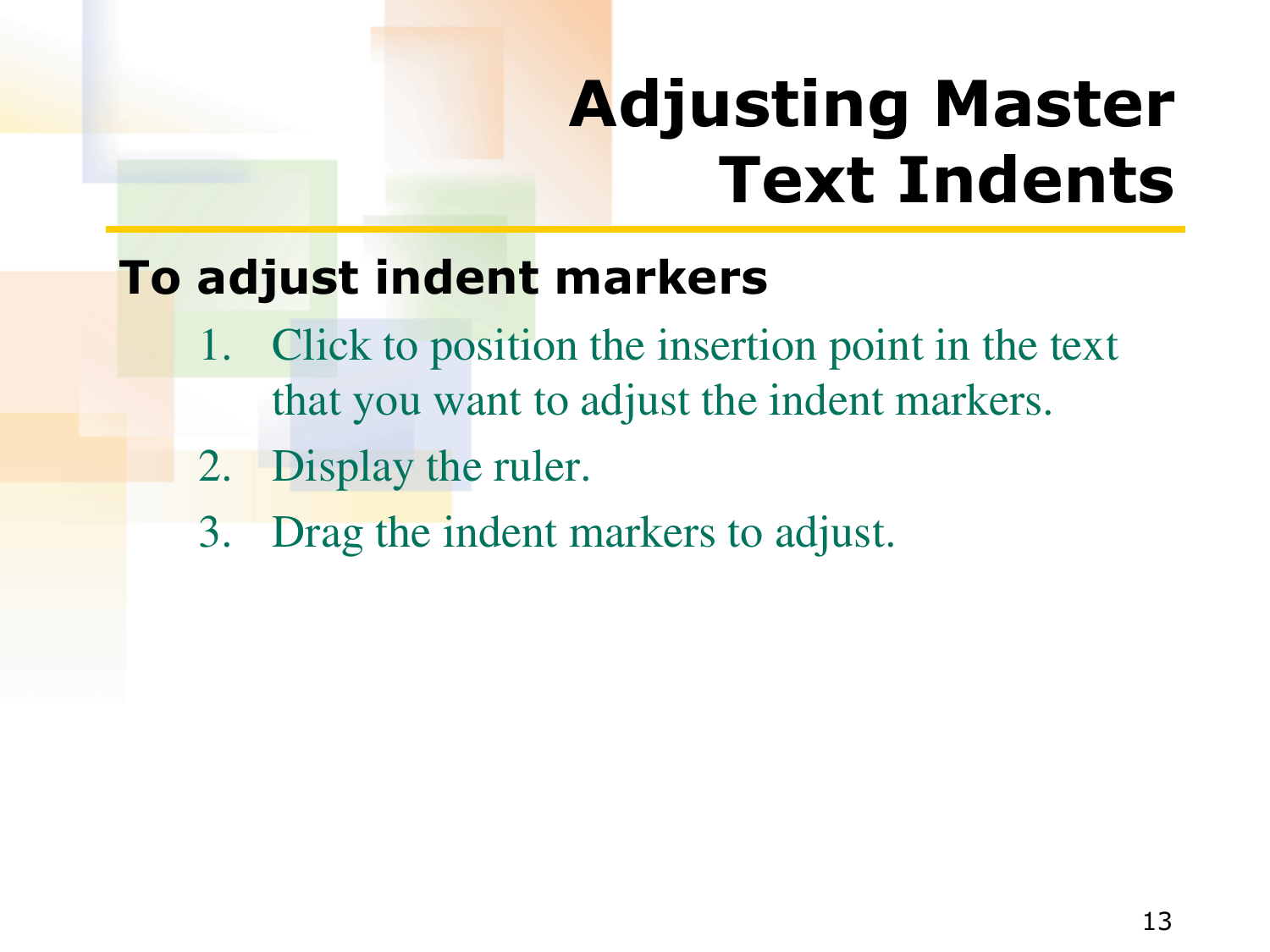# Adjusting Master Text Indents

**To adjust indent markers**

1. Click to position the insertion point in the text that you want to adjust the indent markers.
2. Display the ruler.
3. Drag the indent markers to adjust.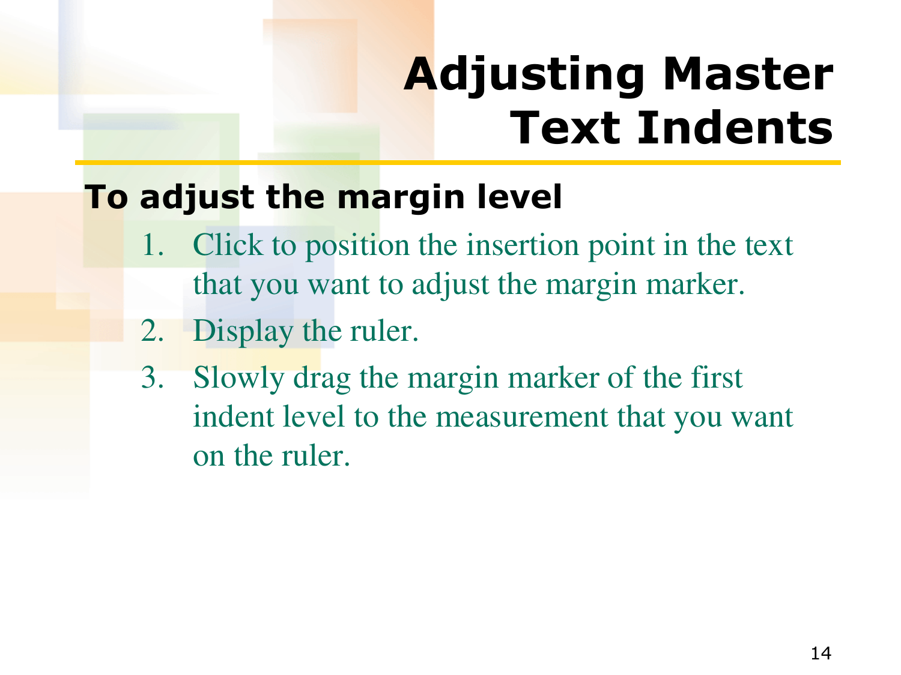# Adjusting Master Text Indents

**To adjust the margin level**

1. Click to position the insertion point in the text that you want to adjust the margin marker.
2. Display the ruler.
3. Slowly drag the margin marker of the first indent level to the measurement that you want on the ruler.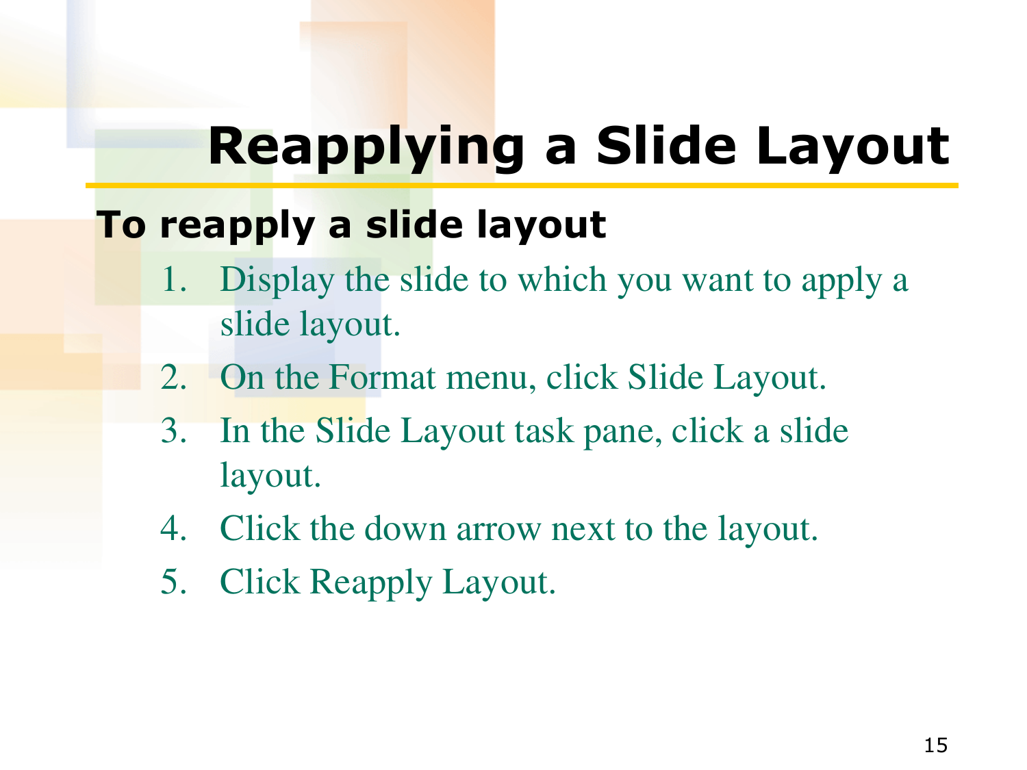# Reapplying a Slide Layout

**To reapply a slide layout**

1. Display the slide to which you want to apply a slide layout.
2. On the Format menu, click Slide Layout.
3. In the Slide Layout task pane, click a slide layout.
4. Click the down arrow next to the layout.
5. Click Reapply Layout.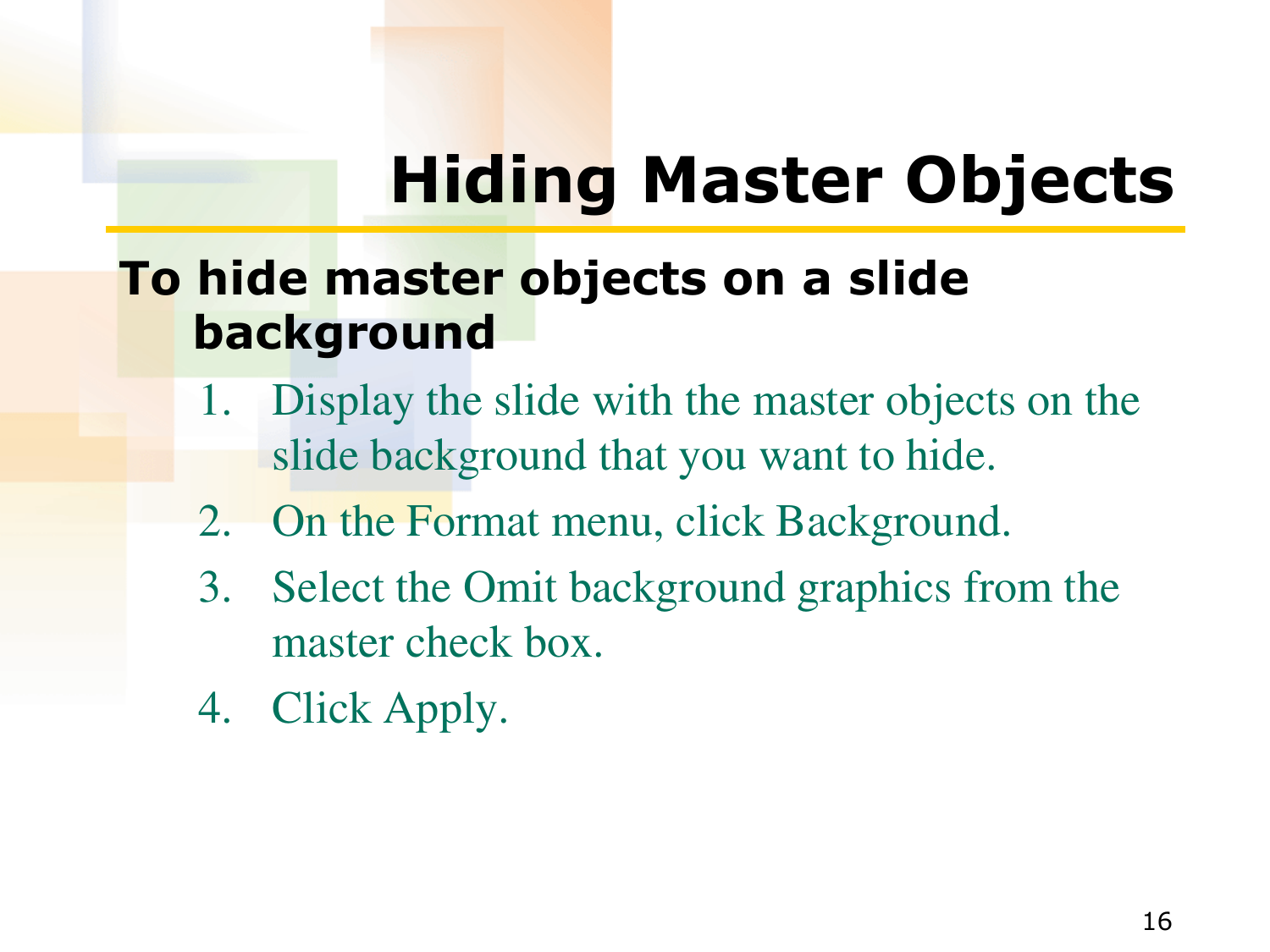# Hiding Master Objects

**To hide master objects on a slide background**

1. Display the slide with the master objects on the slide background that you want to hide.
2. On the Format menu, click Background.
3. Select the Omit background graphics from the master check box.
4. Click Apply.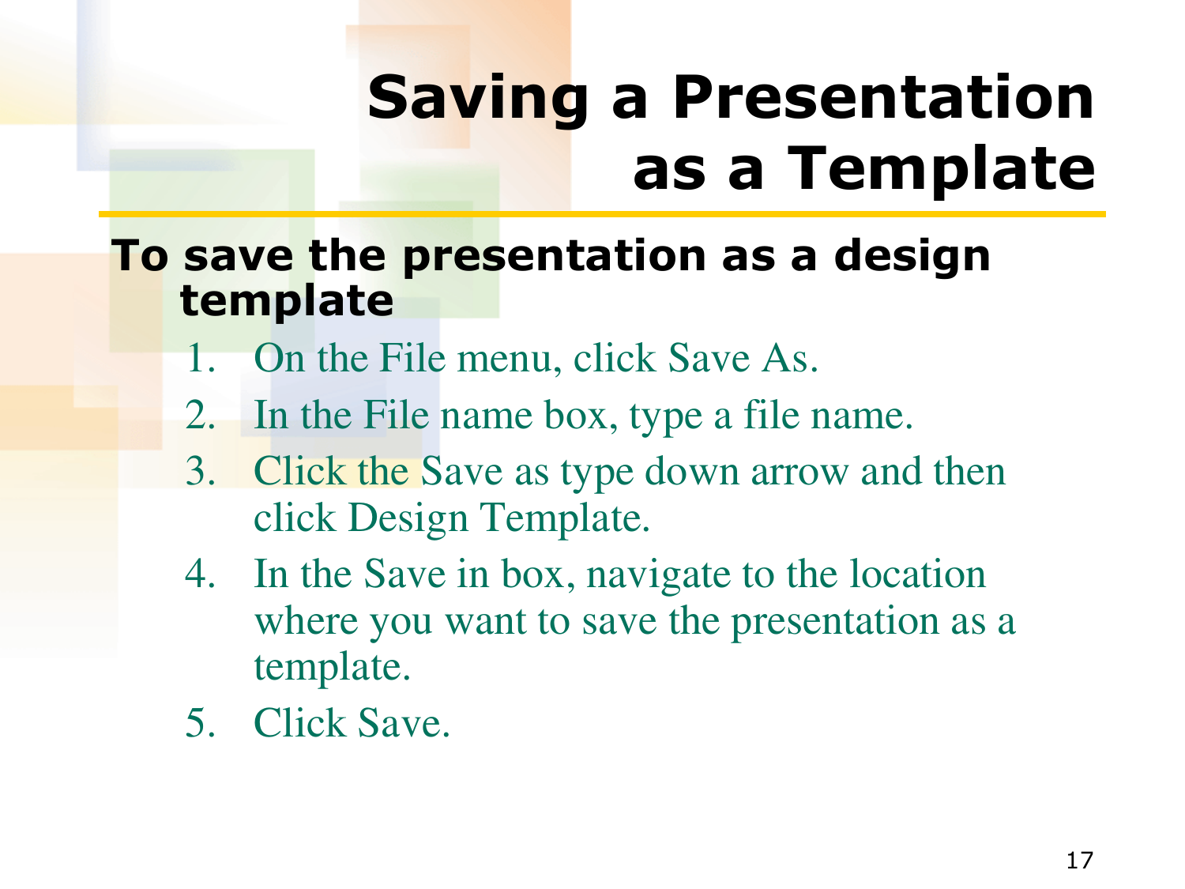# Saving a Presentation as a Template

**To save the presentation as a design template**

1. On the File menu, click Save As.
2. In the File name box, type a file name.
3. Click the Save as type down arrow and then click Design Template.
4. In the Save in box, navigate to the location where you want to save the presentation as a template.
5. Click Save.